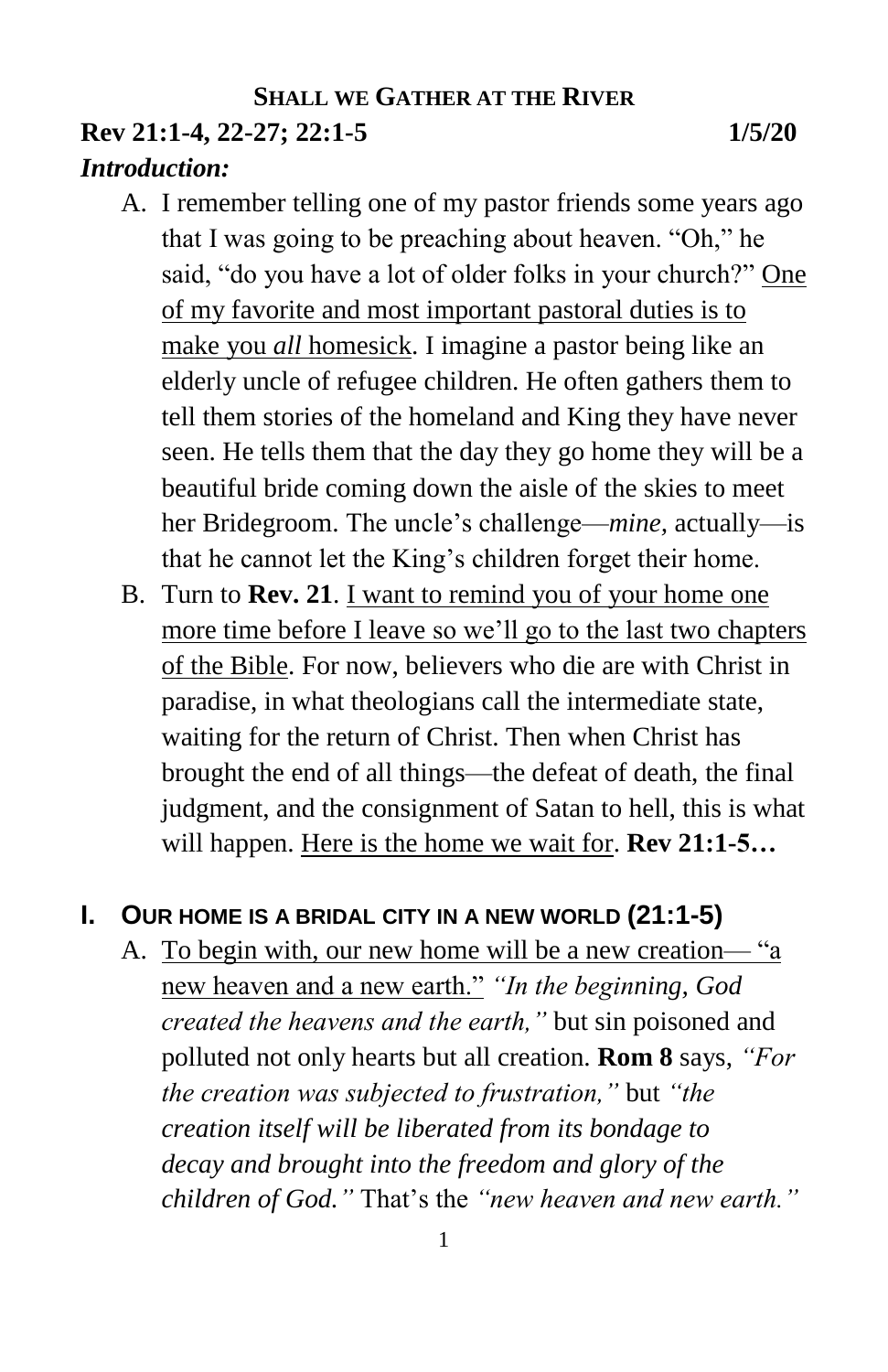# SHALL WE GATHER AT THE RIVER

**Rev 21:1-4, 22-27; 22:1-5** **1/5/20**

***Introduction:***

A. I remember telling one of my pastor friends some years ago that I was going to be preaching about heaven. "Oh," he said, "do you have a lot of older folks in your church?" <u>One of my favorite and most important pastoral duties is to make you *all* homesick</u>. I imagine a pastor being like an elderly uncle of refugee children. He often gathers them to tell them stories of the homeland and King they have never seen. He tells them that the day they go home they will be a beautiful bride coming down the aisle of the skies to meet her Bridegroom. The uncle's challenge—*mine,* actually—is that he cannot let the King's children forget their home.

B. Turn to **Rev. 21**. <u>I want to remind you of your home one more time before I leave so we'll go to the last two chapters of the Bible</u>. For now, believers who die are with Christ in paradise, in what theologians call the intermediate state, waiting for the return of Christ. Then when Christ has brought the end of all things—the defeat of death, the final judgment, and the consignment of Satan to hell, this is what will happen. <u>Here is the home we wait for</u>. **Rev 21:1-5…**

## I. OUR HOME IS A BRIDAL CITY IN A NEW WORLD (21:1-5)

A. <u>To begin with, our new home will be a new creation— "a new heaven and a new earth."</u> *"In the beginning, God created the heavens and the earth,"* but sin poisoned and polluted not only hearts but all creation. **Rom 8** says, *"For the creation was subjected to frustration,"* but *"the creation itself will be liberated from its bondage to decay and brought into the freedom and glory of the children of God."* That's the *"new heaven and new earth."*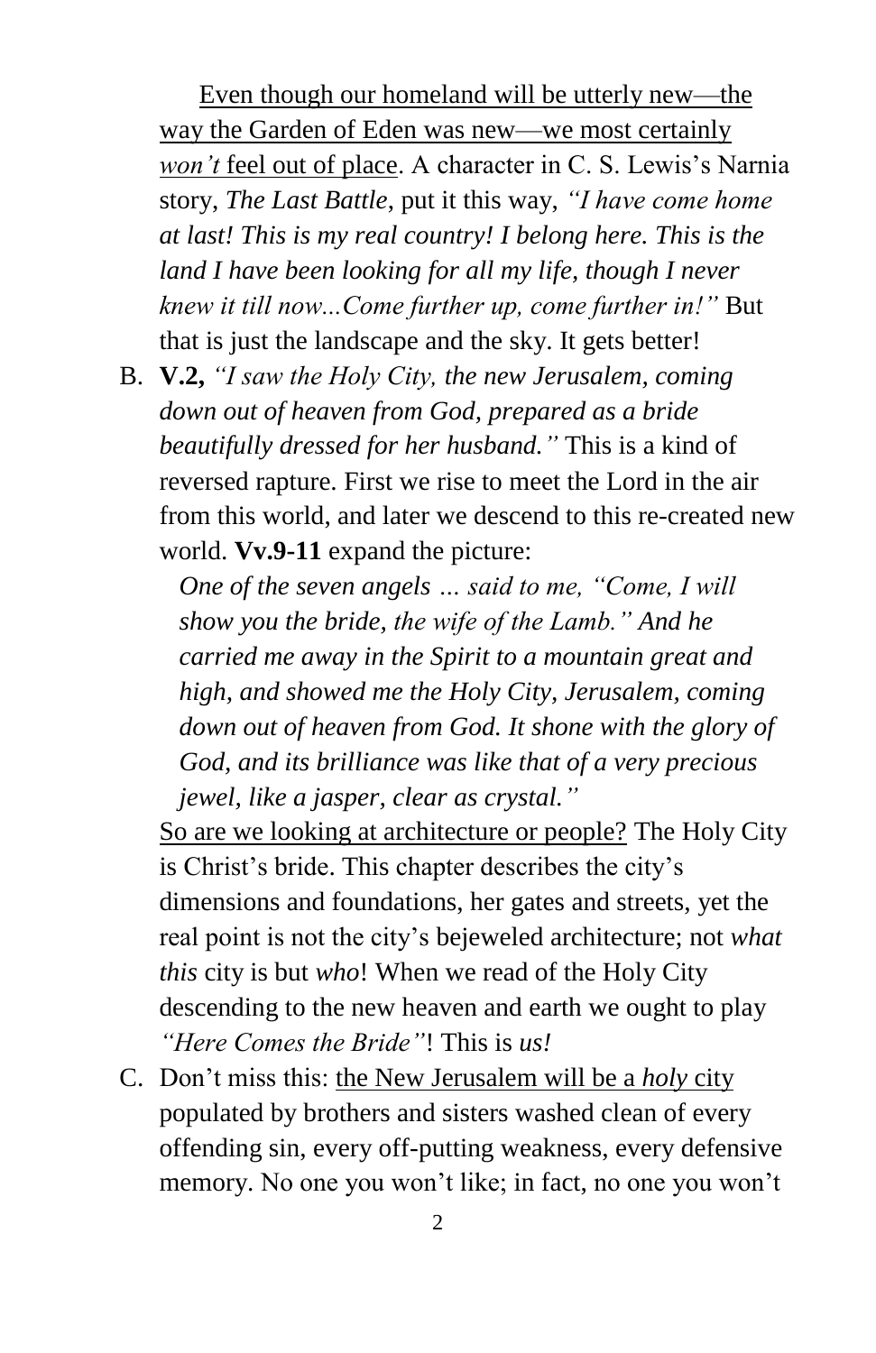<u>Even though our homeland will be utterly new—the way the Garden of Eden was new—we most certainly *won't* feel out of place</u>. A character in C. S. Lewis's Narnia story, *The Last Battle*, put it this way, *"I have come home at last! This is my real country! I belong here. This is the land I have been looking for all my life, though I never knew it till now...Come further up, come further in!"* But that is just the landscape and the sky. It gets better!

B. **V.2,** *"I saw the Holy City, the new Jerusalem, coming down out of heaven from God, prepared as a bride beautifully dressed for her husband."* This is a kind of reversed rapture. First we rise to meet the Lord in the air from this world, and later we descend to this re-created new world. **Vv.9-11** expand the picture:

   *One of the seven angels … said to me, "Come, I will show you the bride, the wife of the Lamb." And he carried me away in the Spirit to a mountain great and high, and showed me the Holy City, Jerusalem, coming down out of heaven from God. It shone with the glory of God, and its brilliance was like that of a very precious jewel, like a jasper, clear as crystal."*

   <u>So are we looking at architecture or people?</u> The Holy City is Christ's bride. This chapter describes the city's dimensions and foundations, her gates and streets, yet the real point is not the city's bejeweled architecture; not *what this* city is but *who*! When we read of the Holy City descending to the new heaven and earth we ought to play *"Here Comes the Bride"*! This is *us!*

C. Don't miss this: <u>the New Jerusalem will be a *holy* city</u> populated by brothers and sisters washed clean of every offending sin, every off-putting weakness, every defensive memory. No one you won't like; in fact, no one you won't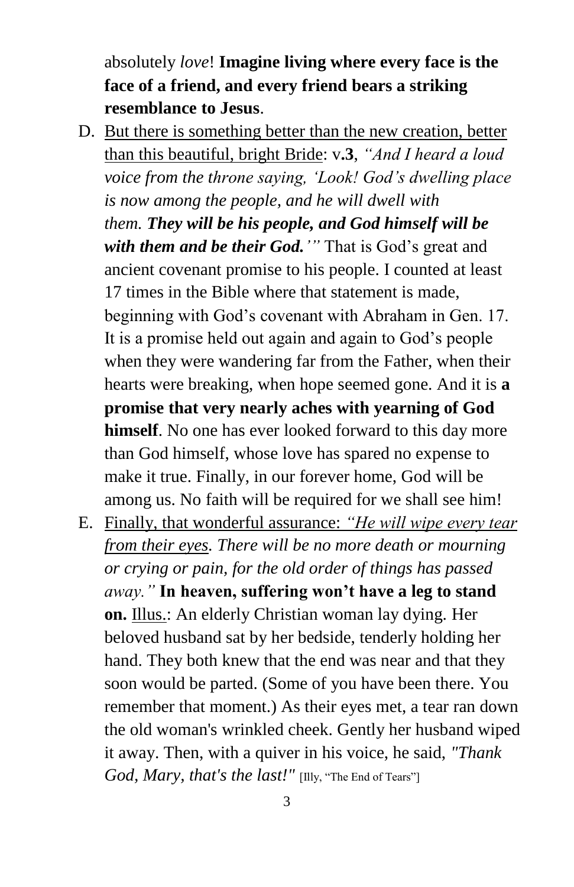absolutely *love*! **Imagine living where every face is the face of a friend, and every friend bears a striking resemblance to Jesus**.

D. <u>But there is something better than the new creation, better than this beautiful, bright Bride</u>: v**.3**, *"And I heard a loud voice from the throne saying, 'Look! God's dwelling place is now among the people, and he will dwell with them.* ***They will be his people, and God himself will be with them and be their God.****'"* That is God's great and ancient covenant promise to his people. I counted at least 17 times in the Bible where that statement is made, beginning with God's covenant with Abraham in Gen. 17. It is a promise held out again and again to God's people when they were wandering far from the Father, when their hearts were breaking, when hope seemed gone. And it is **a promise that very nearly aches with yearning of God himself**. No one has ever looked forward to this day more than God himself, whose love has spared no expense to make it true. Finally, in our forever home, God will be among us. No faith will be required for we shall see him!

E. <u>Finally, that wonderful assurance: *"He will wipe every tear from their eyes*</u>*. There will be no more death or mourning or crying or pain, for the old order of things has passed away."* **In heaven, suffering won't have a leg to stand on.** <u>Illus.</u>: An elderly Christian woman lay dying. Her beloved husband sat by her bedside, tenderly holding her hand. They both knew that the end was near and that they soon would be parted. (Some of you have been there. You remember that moment.) As their eyes met, a tear ran down the old woman's wrinkled cheek. Gently her husband wiped it away. Then, with a quiver in his voice, he said, *"Thank God, Mary, that's the last!"* [Illy, "The End of Tears"]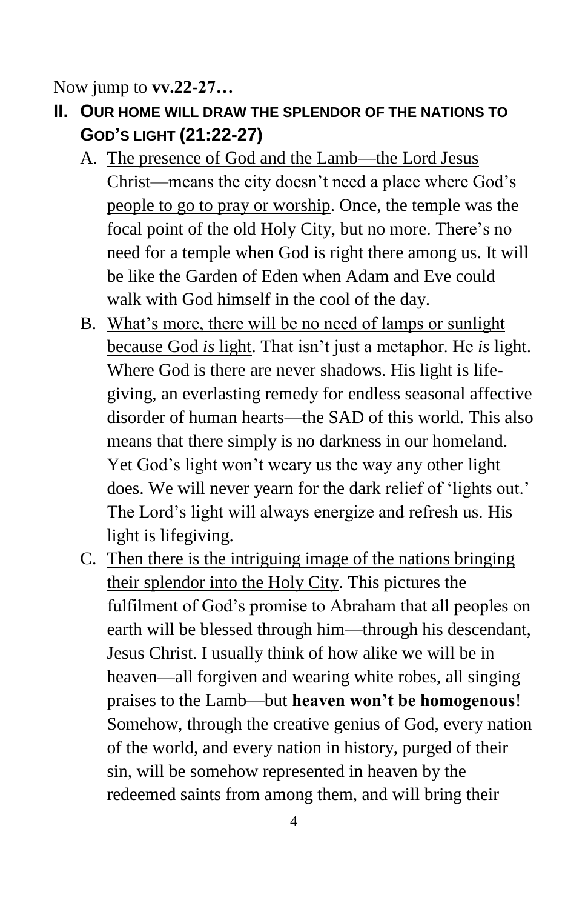Now jump to **vv.22-27…**

## II. OUR HOME WILL DRAW THE SPLENDOR OF THE NATIONS TO GOD'S LIGHT (21:22-27)

A. <u>The presence of God and the Lamb—the Lord Jesus Christ—means the city doesn't need a place where God's people to go to pray or worship</u>. Once, the temple was the focal point of the old Holy City, but no more. There's no need for a temple when God is right there among us. It will be like the Garden of Eden when Adam and Eve could walk with God himself in the cool of the day.

B. <u>What's more, there will be no need of lamps or sunlight because God *is* light</u>. That isn't just a metaphor. He *is* light. Where God is there are never shadows. His light is life-giving, an everlasting remedy for endless seasonal affective disorder of human hearts—the SAD of this world. This also means that there simply is no darkness in our homeland. Yet God's light won't weary us the way any other light does. We will never yearn for the dark relief of 'lights out.' The Lord's light will always energize and refresh us. His light is lifegiving.

C. <u>Then there is the intriguing image of the nations bringing their splendor into the Holy City</u>. This pictures the fulfilment of God's promise to Abraham that all peoples on earth will be blessed through him—through his descendant, Jesus Christ. I usually think of how alike we will be in heaven—all forgiven and wearing white robes, all singing praises to the Lamb—but **heaven won't be homogenous**! Somehow, through the creative genius of God, every nation of the world, and every nation in history, purged of their sin, will be somehow represented in heaven by the redeemed saints from among them, and will bring their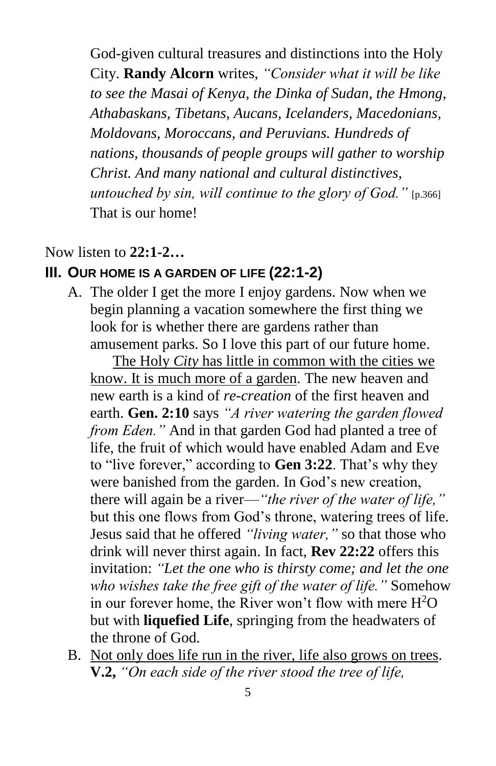God-given cultural treasures and distinctions into the Holy City. **Randy Alcorn** writes, *"Consider what it will be like to see the Masai of Kenya, the Dinka of Sudan, the Hmong, Athabaskans, Tibetans, Aucans, Icelanders, Macedonians, Moldovans, Moroccans, and Peruvians. Hundreds of nations, thousands of people groups will gather to worship Christ. And many national and cultural distinctives, untouched by sin, will continue to the glory of God."* [p.366] That is our home!

Now listen to **22:1-2…**

### III. OUR HOME IS A GARDEN OF LIFE (22:1-2)

A. The older I get the more I enjoy gardens. Now when we begin planning a vacation somewhere the first thing we look for is whether there are gardens rather than amusement parks. So I love this part of our future home.

   <u>The Holy *City* has little in common with the cities we know. It is much more of a garden</u>. The new heaven and new earth is a kind of *re-creation* of the first heaven and earth. **Gen. 2:10** says *"A river watering the garden flowed from Eden."* And in that garden God had planted a tree of life, the fruit of which would have enabled Adam and Eve to "live forever," according to **Gen 3:22**. That's why they were banished from the garden. In God's new creation, there will again be a river—*"the river of the water of life,"* but this one flows from God's throne, watering trees of life. Jesus said that he offered *"living water,"* so that those who drink will never thirst again. In fact, **Rev 22:22** offers this invitation: *"Let the one who is thirsty come; and let the one who wishes take the free gift of the water of life."* Somehow in our forever home, the River won't flow with mere $H^2O$ but with **liquefied Life**, springing from the headwaters of the throne of God.

B. <u>Not only does life run in the river, life also grows on trees</u>. **V.2,** *"On each side of the river stood the tree of life,*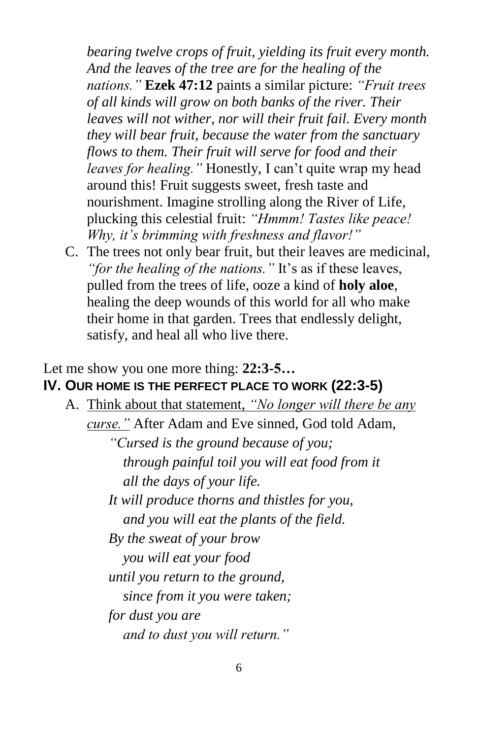*bearing twelve crops of fruit, yielding its fruit every month. And the leaves of the tree are for the healing of the nations."* **Ezek 47:12** paints a similar picture: *"Fruit trees of all kinds will grow on both banks of the river. Their leaves will not wither, nor will their fruit fail. Every month they will bear fruit, because the water from the sanctuary flows to them. Their fruit will serve for food and their leaves for healing."* Honestly, I can't quite wrap my head around this! Fruit suggests sweet, fresh taste and nourishment. Imagine strolling along the River of Life, plucking this celestial fruit: *"Hmmm! Tastes like peace! Why, it's brimming with freshness and flavor!"*

C. The trees not only bear fruit, but their leaves are medicinal, *"for the healing of the nations."* It's as if these leaves, pulled from the trees of life, ooze a kind of **holy aloe**, healing the deep wounds of this world for all who make their home in that garden. Trees that endlessly delight, satisfy, and heal all who live there.

Let me show you one more thing: **22:3-5…**

## IV. Our Home is the Perfect Place to Work (22:3-5)

A. <u>Think about that statement, *"No longer will there be any curse."*</u> After Adam and Eve sinned, God told Adam,

> *"Cursed is the ground because of you;*
> *through painful toil you will eat food from it*
> *all the days of your life.*
> *It will produce thorns and thistles for you,*
> *and you will eat the plants of the field.*
> *By the sweat of your brow*
> *you will eat your food*
> *until you return to the ground,*
> *since from it you were taken;*
> *for dust you are*
> *and to dust you will return."*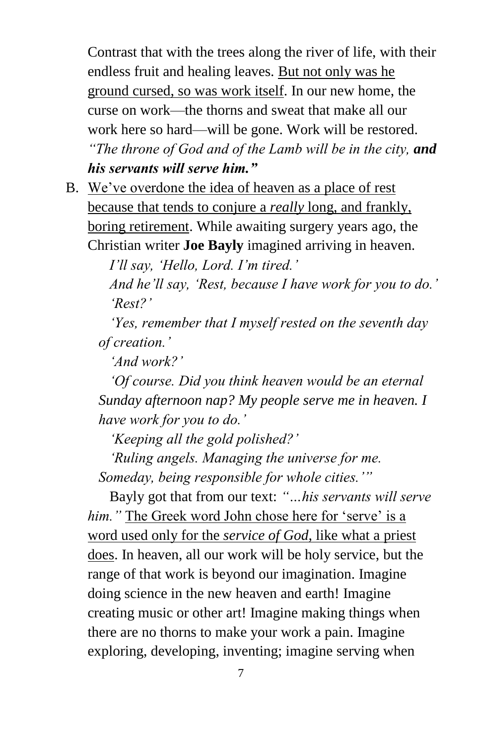Contrast that with the trees along the river of life, with their endless fruit and healing leaves. <u>But not only was he ground cursed, so was work itself</u>. In our new home, the curse on work—the thorns and sweat that make all our work here so hard—will be gone. Work will be restored. *"The throne of God and of the Lamb will be in the city,* ***and his servants will serve him."***

B. <u>We've overdone the idea of heaven as a place of rest because that tends to conjure a *really* long, and frankly, boring retirement</u>. While awaiting surgery years ago, the Christian writer **Joe Bayly** imagined arriving in heaven.

*I'll say, 'Hello, Lord. I'm tired.'*

*And he'll say, 'Rest, because I have work for you to do.'*

*'Rest?'*

*'Yes, remember that I myself rested on the seventh day of creation.'*

*'And work?'*

*'Of course. Did you think heaven would be an eternal Sunday afternoon nap? My people serve me in heaven. I have work for you to do.'*

*'Keeping all the gold polished?'*

*'Ruling angels. Managing the universe for me. Someday, being responsible for whole cities.'"*

Bayly got that from our text: *"…his servants will serve him."* <u>The Greek word John chose here for 'serve' is a word used only for the *service of God*, like what a priest does</u>. In heaven, all our work will be holy service, but the range of that work is beyond our imagination. Imagine doing science in the new heaven and earth! Imagine creating music or other art! Imagine making things when there are no thorns to make your work a pain. Imagine exploring, developing, inventing; imagine serving when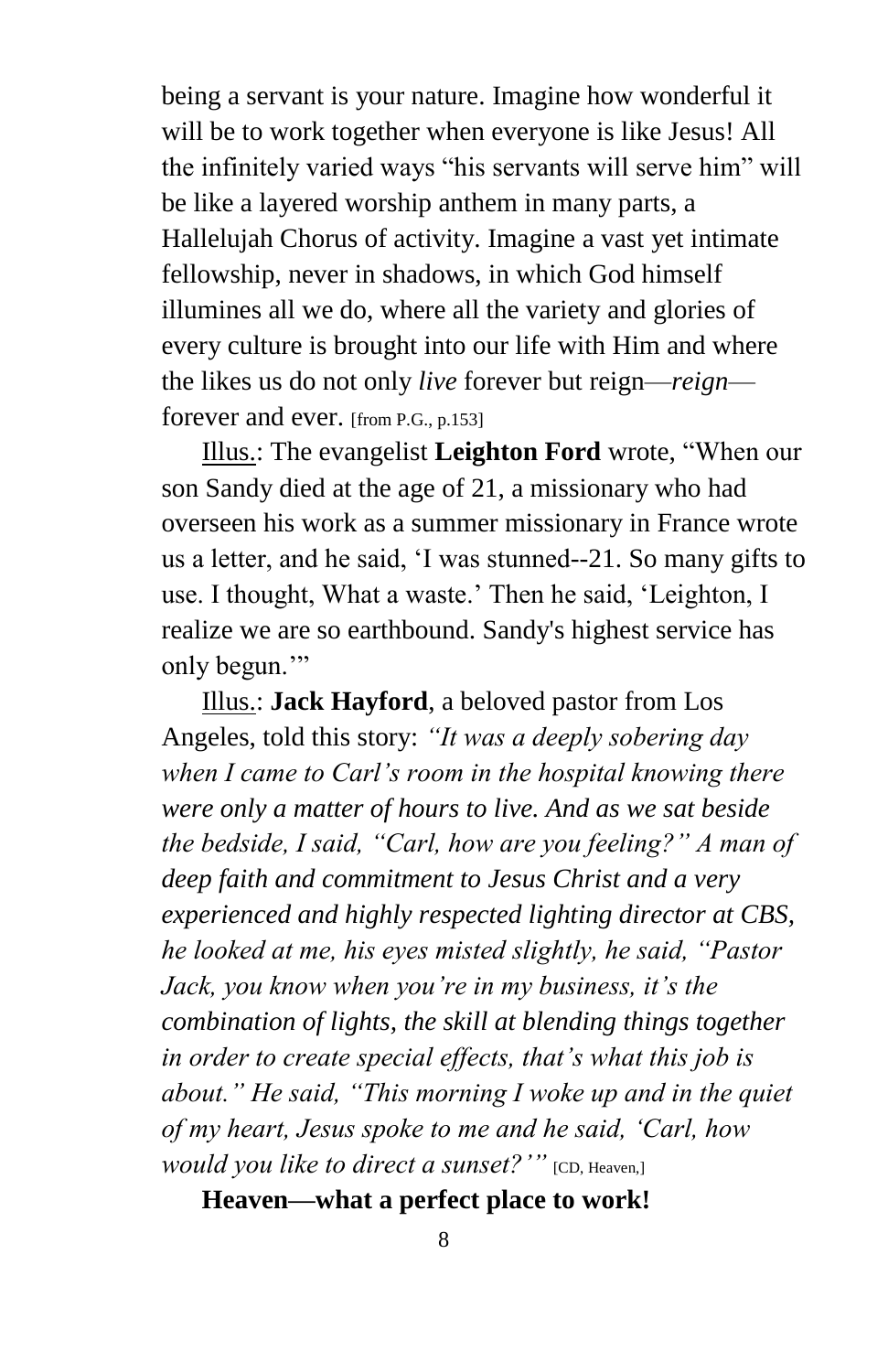being a servant is your nature. Imagine how wonderful it will be to work together when everyone is like Jesus! All the infinitely varied ways "his servants will serve him" will be like a layered worship anthem in many parts, a Hallelujah Chorus of activity. Imagine a vast yet intimate fellowship, never in shadows, in which God himself illumines all we do, where all the variety and glories of every culture is brought into our life with Him and where the likes us do not only *live* forever but reign—*reign*—forever and ever. [from P.G., p.153]

<u>Illus.</u>: The evangelist **Leighton Ford** wrote, "When our son Sandy died at the age of 21, a missionary who had overseen his work as a summer missionary in France wrote us a letter, and he said, 'I was stunned--21. So many gifts to use. I thought, What a waste.' Then he said, 'Leighton, I realize we are so earthbound. Sandy's highest service has only begun.'"

<u>Illus.</u>: **Jack Hayford**, a beloved pastor from Los Angeles, told this story: *"It was a deeply sobering day when I came to Carl's room in the hospital knowing there were only a matter of hours to live. And as we sat beside the bedside, I said, "Carl, how are you feeling?" A man of deep faith and commitment to Jesus Christ and a very experienced and highly respected lighting director at CBS, he looked at me, his eyes misted slightly, he said, "Pastor Jack, you know when you're in my business, it's the combination of lights, the skill at blending things together in order to create special effects, that's what this job is about." He said, "This morning I woke up and in the quiet of my heart, Jesus spoke to me and he said, 'Carl, how would you like to direct a sunset?'"* [CD, Heaven,]

**Heaven—what a perfect place to work!**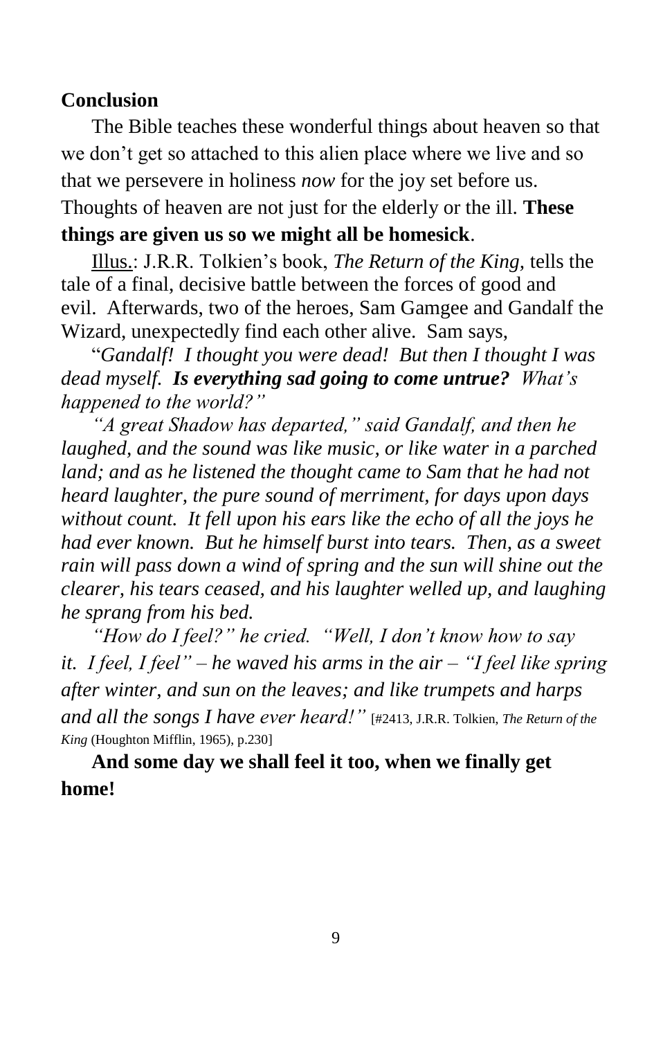**Conclusion**

The Bible teaches these wonderful things about heaven so that we don't get so attached to this alien place where we live and so that we persevere in holiness *now* for the joy set before us. Thoughts of heaven are not just for the elderly or the ill. **These things are given us so we might all be homesick**.

Illus.: J.R.R. Tolkien's book, *The Return of the King,* tells the tale of a final, decisive battle between the forces of good and evil. Afterwards, two of the heroes, Sam Gamgee and Gandalf the Wizard, unexpectedly find each other alive. Sam says,

"*Gandalf! I thought you were dead! But then I thought I was dead myself.* ***Is everything sad going to come untrue?*** *What's happened to the world?"*

*"A great Shadow has departed," said Gandalf, and then he laughed, and the sound was like music, or like water in a parched land; and as he listened the thought came to Sam that he had not heard laughter, the pure sound of merriment, for days upon days without count. It fell upon his ears like the echo of all the joys he had ever known. But he himself burst into tears. Then, as a sweet rain will pass down a wind of spring and the sun will shine out the clearer, his tears ceased, and his laughter welled up, and laughing he sprang from his bed.*

*"How do I feel?" he cried. "Well, I don't know how to say it. I feel, I feel" – he waved his arms in the air – "I feel like spring after winter, and sun on the leaves; and like trumpets and harps and all the songs I have ever heard!"* [#2413, J.R.R. Tolkien, *The Return of the King* (Houghton Mifflin, 1965), p.230]

**And some day we shall feel it too, when we finally get home!**